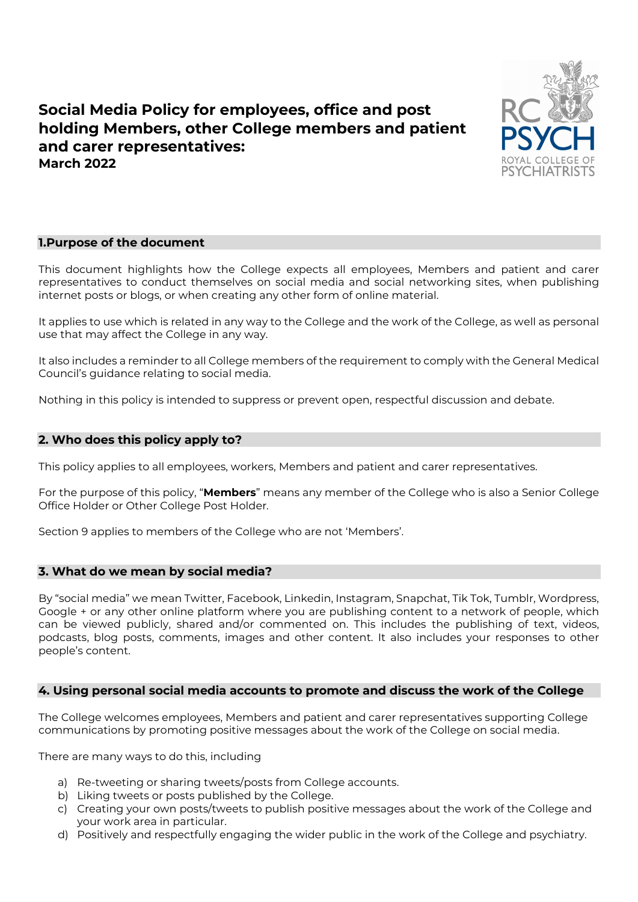# Social Media Policy for employees, office and post holding Members, other College members and patient and carer representatives:

**March 2022**

## 1.Purpose of the document

This document highlights how the College expects all employees, Members and patient and carer representatives to conduct themselves on social media and social networking sites, when publishing internet posts or blogs, or when creating any other form of online material.

It applies to use which is related in any way to the College and the work of the College, as well as personal use that may affect the College in any way.

It also includes a reminder to all College members of the requirement to comply with the General Medical Council's guidance relating to social media.

Nothing in this policy is intended to suppress or prevent open, respectful discussion and debate.

## 2. Who does this policy apply to?

This policy applies to all employees, workers, Members and patient and carer representatives.

For the purpose of this policy, "**Members**" means any member of the College who is also a Senior College Office Holder or Other College Post Holder.

Section 9 applies to members of the College who are not 'Members'.

## 3. What do we mean by social media?

By "social media" we mean Twitter, Facebook, Linkedin, Instagram, Snapchat, Tik Tok, Tumblr, Wordpress, Google + or any other online platform where you are publishing content to a network of people, which can be viewed publicly, shared and/or commented on. This includes the publishing of text, videos, podcasts, blog posts, comments, images and other content. It also includes your responses to other people's content.

## 4. Using personal social media accounts to promote and discuss the work of the College

The College welcomes employees, Members and patient and carer representatives supporting College communications by promoting positive messages about the work of the College on social media.

There are many ways to do this, including

a) Re-tweeting or sharing tweets/posts from College accounts.
b) Liking tweets or posts published by the College.
c) Creating your own posts/tweets to publish positive messages about the work of the College and your work area in particular.
d) Positively and respectfully engaging the wider public in the work of the College and psychiatry.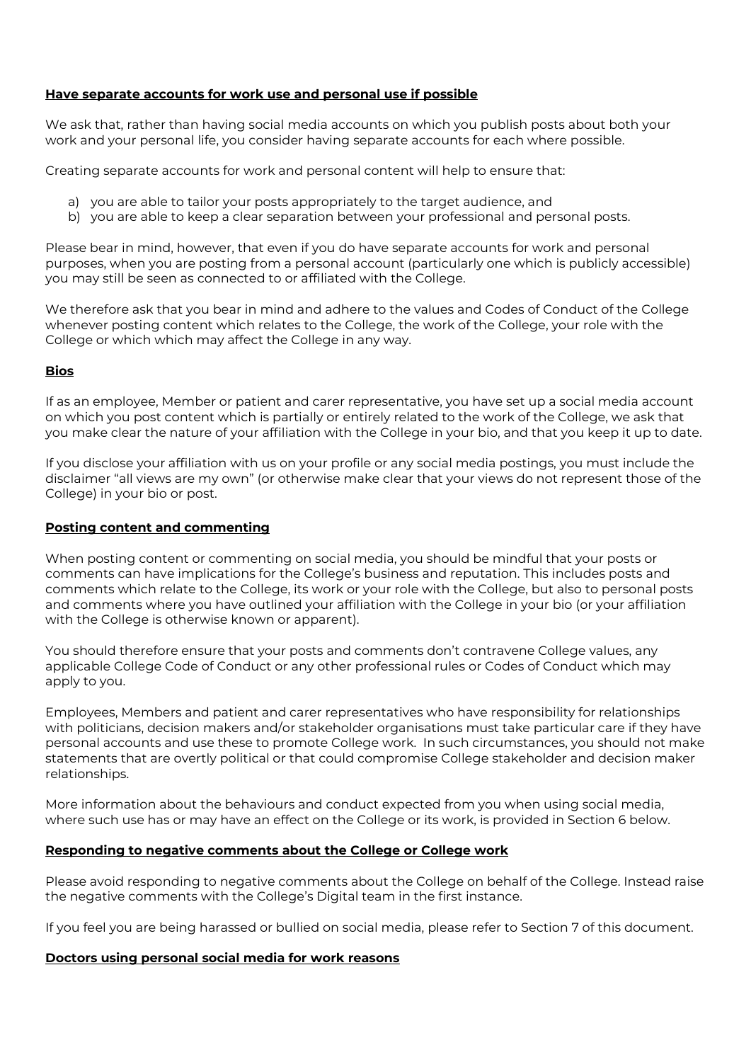**Have separate accounts for work use and personal use if possible**

We ask that, rather than having social media accounts on which you publish posts about both your work and your personal life, you consider having separate accounts for each where possible.

Creating separate accounts for work and personal content will help to ensure that:

a) you are able to tailor your posts appropriately to the target audience, and
b) you are able to keep a clear separation between your professional and personal posts.

Please bear in mind, however, that even if you do have separate accounts for work and personal purposes, when you are posting from a personal account (particularly one which is publicly accessible) you may still be seen as connected to or affiliated with the College.

We therefore ask that you bear in mind and adhere to the values and Codes of Conduct of the College whenever posting content which relates to the College, the work of the College, your role with the College or which which may affect the College in any way.

**Bios**

If as an employee, Member or patient and carer representative, you have set up a social media account on which you post content which is partially or entirely related to the work of the College, we ask that you make clear the nature of your affiliation with the College in your bio, and that you keep it up to date.

If you disclose your affiliation with us on your profile or any social media postings, you must include the disclaimer "all views are my own" (or otherwise make clear that your views do not represent those of the College) in your bio or post.

**Posting content and commenting**

When posting content or commenting on social media, you should be mindful that your posts or comments can have implications for the College's business and reputation. This includes posts and comments which relate to the College, its work or your role with the College, but also to personal posts and comments where you have outlined your affiliation with the College in your bio (or your affiliation with the College is otherwise known or apparent).

You should therefore ensure that your posts and comments don't contravene College values, any applicable College Code of Conduct or any other professional rules or Codes of Conduct which may apply to you.

Employees, Members and patient and carer representatives who have responsibility for relationships with politicians, decision makers and/or stakeholder organisations must take particular care if they have personal accounts and use these to promote College work. In such circumstances, you should not make statements that are overtly political or that could compromise College stakeholder and decision maker relationships.

More information about the behaviours and conduct expected from you when using social media, where such use has or may have an effect on the College or its work, is provided in Section 6 below.

**Responding to negative comments about the College or College work**

Please avoid responding to negative comments about the College on behalf of the College. Instead raise the negative comments with the College's Digital team in the first instance.

If you feel you are being harassed or bullied on social media, please refer to Section 7 of this document.

**Doctors using personal social media for work reasons**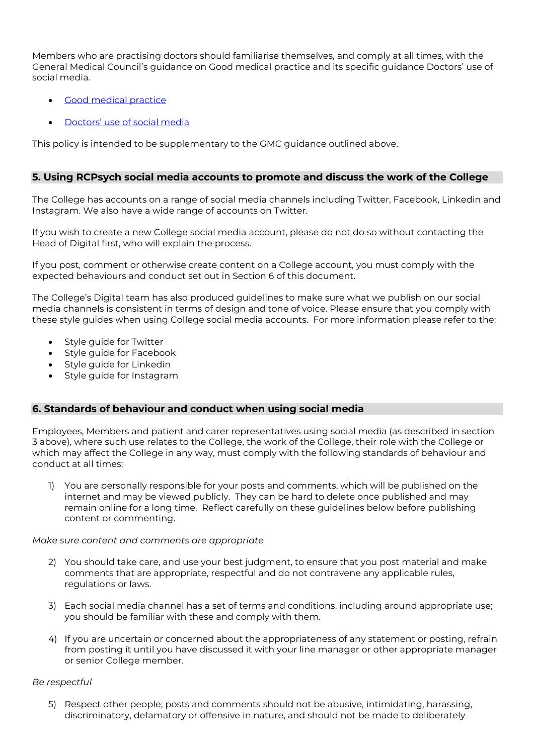Members who are practising doctors should familiarise themselves, and comply at all times, with the General Medical Council's guidance on Good medical practice and its specific guidance Doctors' use of social media.

- Good medical practice
- Doctors' use of social media

This policy is intended to be supplementary to the GMC guidance outlined above.

## 5. Using RCPsych social media accounts to promote and discuss the work of the College

The College has accounts on a range of social media channels including Twitter, Facebook, Linkedin and Instagram. We also have a wide range of accounts on Twitter.

If you wish to create a new College social media account, please do not do so without contacting the Head of Digital first, who will explain the process.

If you post, comment or otherwise create content on a College account, you must comply with the expected behaviours and conduct set out in Section 6 of this document.

The College's Digital team has also produced guidelines to make sure what we publish on our social media channels is consistent in terms of design and tone of voice. Please ensure that you comply with these style guides when using College social media accounts. For more information please refer to the:

- Style guide for Twitter
- Style guide for Facebook
- Style guide for Linkedin
- Style guide for Instagram

## 6. Standards of behaviour and conduct when using social media

Employees, Members and patient and carer representatives using social media (as described in section 3 above), where such use relates to the College, the work of the College, their role with the College or which may affect the College in any way, must comply with the following standards of behaviour and conduct at all times:

1) You are personally responsible for your posts and comments, which will be published on the internet and may be viewed publicly. They can be hard to delete once published and may remain online for a long time. Reflect carefully on these guidelines below before publishing content or commenting.

*Make sure content and comments are appropriate*

2) You should take care, and use your best judgment, to ensure that you post material and make comments that are appropriate, respectful and do not contravene any applicable rules, regulations or laws.

3) Each social media channel has a set of terms and conditions, including around appropriate use; you should be familiar with these and comply with them.

4) If you are uncertain or concerned about the appropriateness of any statement or posting, refrain from posting it until you have discussed it with your line manager or other appropriate manager or senior College member.

*Be respectful*

5) Respect other people; posts and comments should not be abusive, intimidating, harassing, discriminatory, defamatory or offensive in nature, and should not be made to deliberately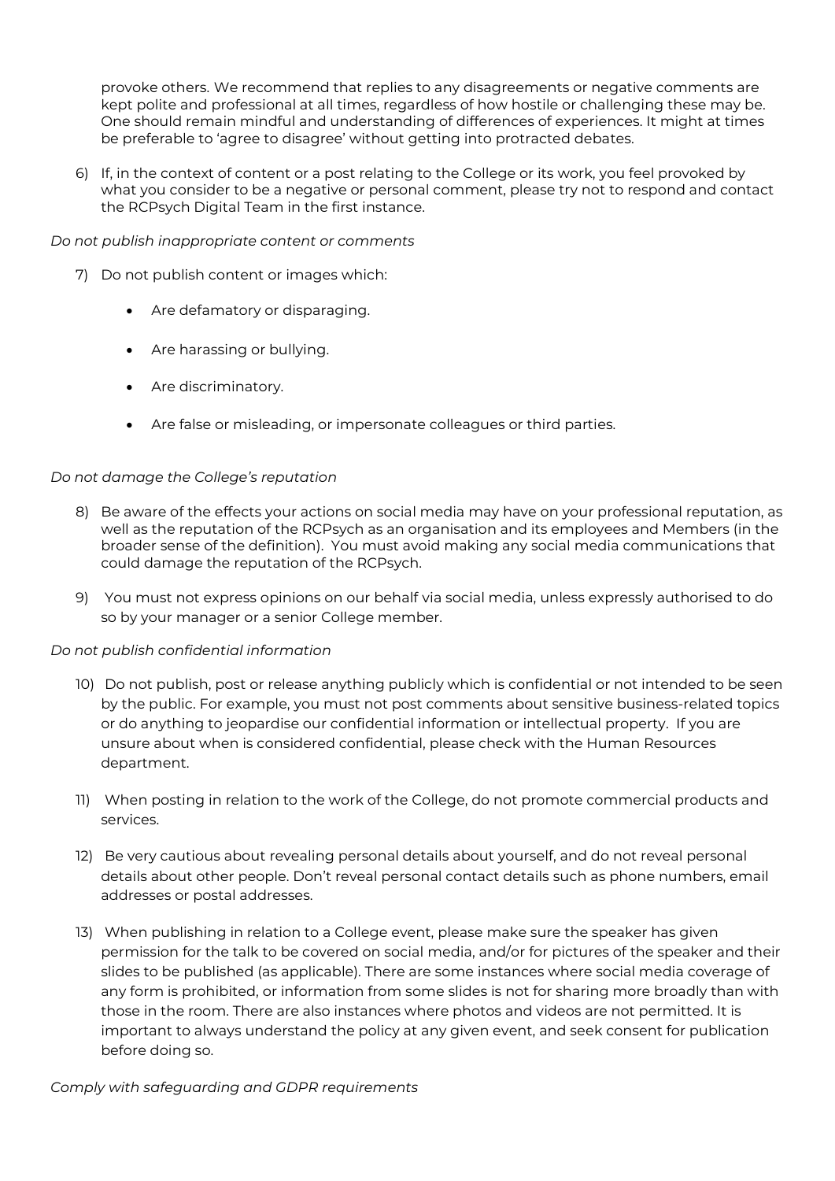provoke others. We recommend that replies to any disagreements or negative comments are kept polite and professional at all times, regardless of how hostile or challenging these may be. One should remain mindful and understanding of differences of experiences. It might at times be preferable to 'agree to disagree' without getting into protracted debates.

6) If, in the context of content or a post relating to the College or its work, you feel provoked by what you consider to be a negative or personal comment, please try not to respond and contact the RCPsych Digital Team in the first instance.

*Do not publish inappropriate content or comments*

7) Do not publish content or images which:

   - Are defamatory or disparaging.
   - Are harassing or bullying.
   - Are discriminatory.
   - Are false or misleading, or impersonate colleagues or third parties.

*Do not damage the College's reputation*

8) Be aware of the effects your actions on social media may have on your professional reputation, as well as the reputation of the RCPsych as an organisation and its employees and Members (in the broader sense of the definition). You must avoid making any social media communications that could damage the reputation of the RCPsych.

9) You must not express opinions on our behalf via social media, unless expressly authorised to do so by your manager or a senior College member.

*Do not publish confidential information*

10) Do not publish, post or release anything publicly which is confidential or not intended to be seen by the public. For example, you must not post comments about sensitive business-related topics or do anything to jeopardise our confidential information or intellectual property. If you are unsure about when is considered confidential, please check with the Human Resources department.

11) When posting in relation to the work of the College, do not promote commercial products and services.

12) Be very cautious about revealing personal details about yourself, and do not reveal personal details about other people. Don't reveal personal contact details such as phone numbers, email addresses or postal addresses.

13) When publishing in relation to a College event, please make sure the speaker has given permission for the talk to be covered on social media, and/or for pictures of the speaker and their slides to be published (as applicable). There are some instances where social media coverage of any form is prohibited, or information from some slides is not for sharing more broadly than with those in the room. There are also instances where photos and videos are not permitted. It is important to always understand the policy at any given event, and seek consent for publication before doing so.

*Comply with safeguarding and GDPR requirements*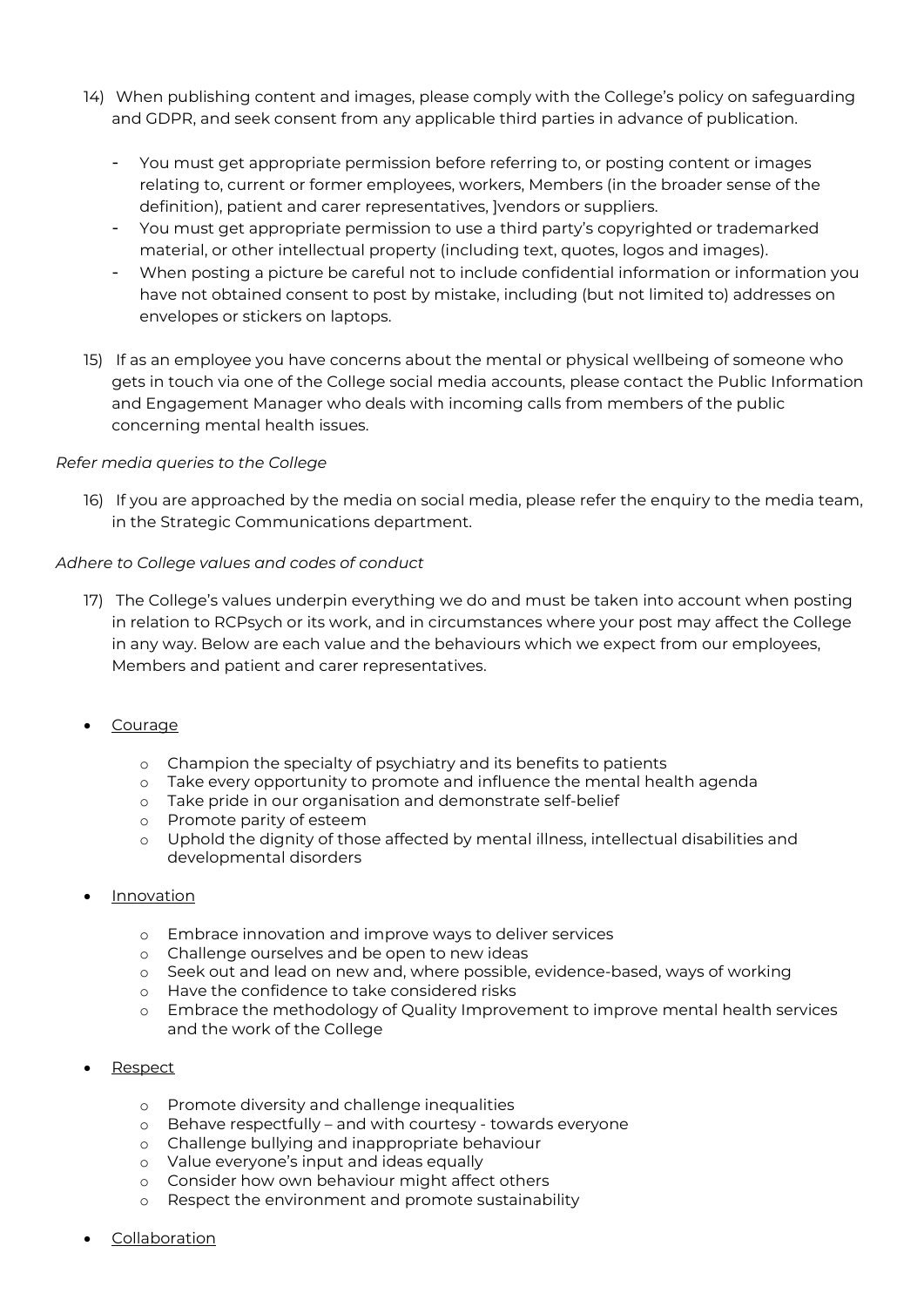14) When publishing content and images, please comply with the College's policy on safeguarding and GDPR, and seek consent from any applicable third parties in advance of publication.

    - You must get appropriate permission before referring to, or posting content or images relating to, current or former employees, workers, Members (in the broader sense of the definition), patient and carer representatives, ]vendors or suppliers.
    - You must get appropriate permission to use a third party's copyrighted or trademarked material, or other intellectual property (including text, quotes, logos and images).
    - When posting a picture be careful not to include confidential information or information you have not obtained consent to post by mistake, including (but not limited to) addresses on envelopes or stickers on laptops.

15) If as an employee you have concerns about the mental or physical wellbeing of someone who gets in touch via one of the College social media accounts, please contact the Public Information and Engagement Manager who deals with incoming calls from members of the public concerning mental health issues.

*Refer media queries to the College*

16) If you are approached by the media on social media, please refer the enquiry to the media team, in the Strategic Communications department.

*Adhere to College values and codes of conduct*

17) The College's values underpin everything we do and must be taken into account when posting in relation to RCPsych or its work, and in circumstances where your post may affect the College in any way. Below are each value and the behaviours which we expect from our employees, Members and patient and carer representatives.

- <u>Courage</u>
    - Champion the specialty of psychiatry and its benefits to patients
    - Take every opportunity to promote and influence the mental health agenda
    - Take pride in our organisation and demonstrate self-belief
    - Promote parity of esteem
    - Uphold the dignity of those affected by mental illness, intellectual disabilities and developmental disorders
- <u>Innovation</u>
    - Embrace innovation and improve ways to deliver services
    - Challenge ourselves and be open to new ideas
    - Seek out and lead on new and, where possible, evidence-based, ways of working
    - Have the confidence to take considered risks
    - Embrace the methodology of Quality Improvement to improve mental health services and the work of the College
- <u>Respect</u>
    - Promote diversity and challenge inequalities
    - Behave respectfully – and with courtesy - towards everyone
    - Challenge bullying and inappropriate behaviour
    - Value everyone's input and ideas equally
    - Consider how own behaviour might affect others
    - Respect the environment and promote sustainability
- <u>Collaboration</u>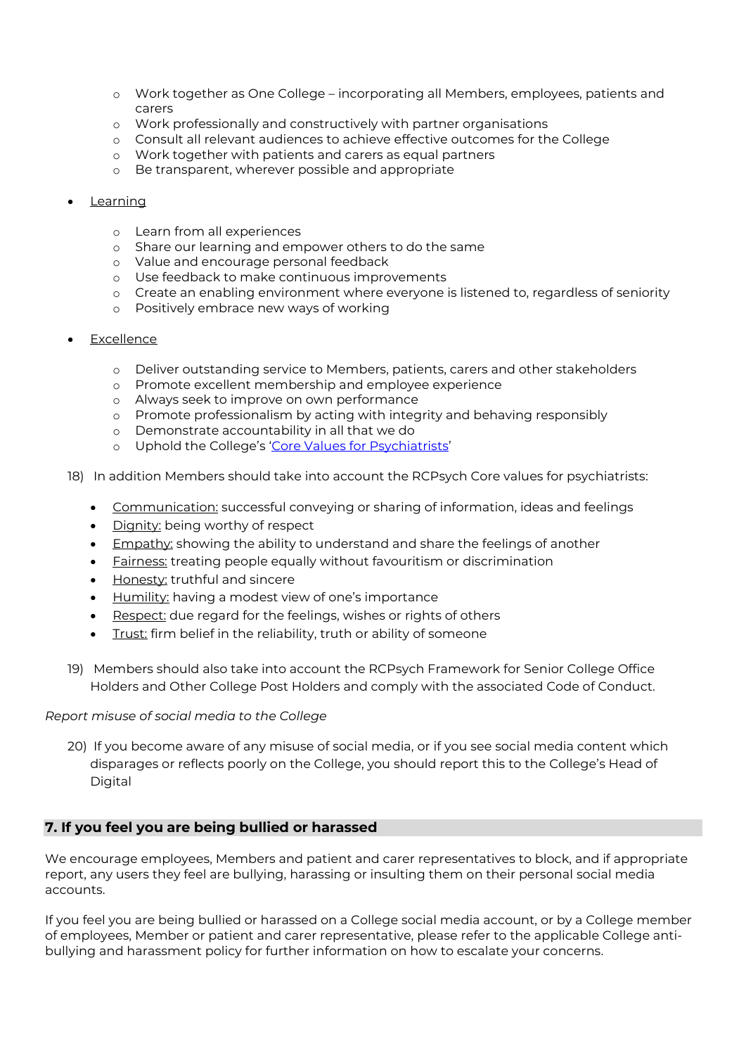- Work together as One College – incorporating all Members, employees, patients and carers
    - Work professionally and constructively with partner organisations
    - Consult all relevant audiences to achieve effective outcomes for the College
    - Work together with patients and carers as equal partners
    - Be transparent, wherever possible and appropriate

- Learning
    - Learn from all experiences
    - Share our learning and empower others to do the same
    - Value and encourage personal feedback
    - Use feedback to make continuous improvements
    - Create an enabling environment where everyone is listened to, regardless of seniority
    - Positively embrace new ways of working

- Excellence
    - Deliver outstanding service to Members, patients, carers and other stakeholders
    - Promote excellent membership and employee experience
    - Always seek to improve on own performance
    - Promote professionalism by acting with integrity and behaving responsibly
    - Demonstrate accountability in all that we do
    - Uphold the College's 'Core Values for Psychiatrists'

18) In addition Members should take into account the RCPsych Core values for psychiatrists:

- Communication: successful conveying or sharing of information, ideas and feelings
- Dignity: being worthy of respect
- Empathy: showing the ability to understand and share the feelings of another
- Fairness: treating people equally without favouritism or discrimination
- Honesty: truthful and sincere
- Humility: having a modest view of one's importance
- Respect: due regard for the feelings, wishes or rights of others
- Trust: firm belief in the reliability, truth or ability of someone

19) Members should also take into account the RCPsych Framework for Senior College Office Holders and Other College Post Holders and comply with the associated Code of Conduct.

*Report misuse of social media to the College*

20) If you become aware of any misuse of social media, or if you see social media content which disparages or reflects poorly on the College, you should report this to the College's Head of Digital

## 7. If you feel you are being bullied or harassed

We encourage employees, Members and patient and carer representatives to block, and if appropriate report, any users they feel are bullying, harassing or insulting them on their personal social media accounts.

If you feel you are being bullied or harassed on a College social media account, or by a College member of employees, Member or patient and carer representative, please refer to the applicable College anti-bullying and harassment policy for further information on how to escalate your concerns.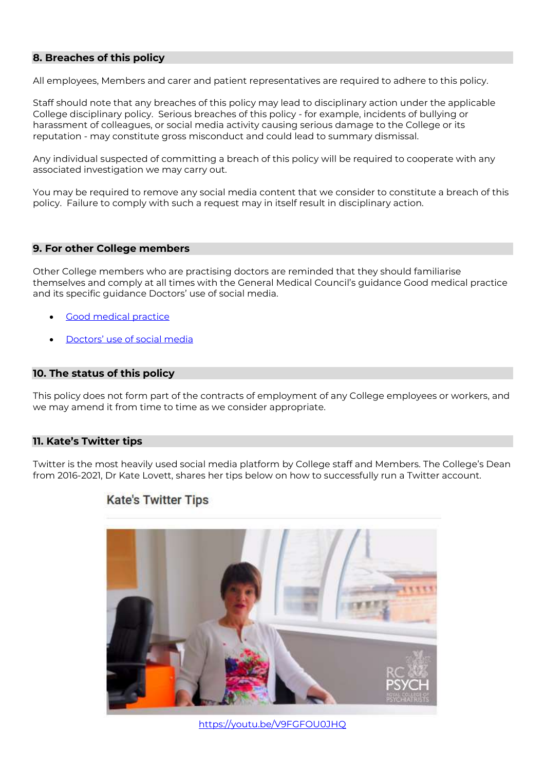## 8. Breaches of this policy

All employees, Members and carer and patient representatives are required to adhere to this policy.

Staff should note that any breaches of this policy may lead to disciplinary action under the applicable College disciplinary policy. Serious breaches of this policy - for example, incidents of bullying or harassment of colleagues, or social media activity causing serious damage to the College or its reputation - may constitute gross misconduct and could lead to summary dismissal.

Any individual suspected of committing a breach of this policy will be required to cooperate with any associated investigation we may carry out.

You may be required to remove any social media content that we consider to constitute a breach of this policy. Failure to comply with such a request may in itself result in disciplinary action.

## 9. For other College members

Other College members who are practising doctors are reminded that they should familiarise themselves and comply at all times with the General Medical Council's guidance Good medical practice and its specific guidance Doctors' use of social media.

- Good medical practice
- Doctors' use of social media

## 10. The status of this policy

This policy does not form part of the contracts of employment of any College employees or workers, and we may amend it from time to time as we consider appropriate.

## 11. Kate's Twitter tips

Twitter is the most heavily used social media platform by College staff and Members. The College's Dean from 2016-2021, Dr Kate Lovett, shares her tips below on how to successfully run a Twitter account.

Kate's Twitter Tips

https://youtu.be/V9FGFOU0JHQ